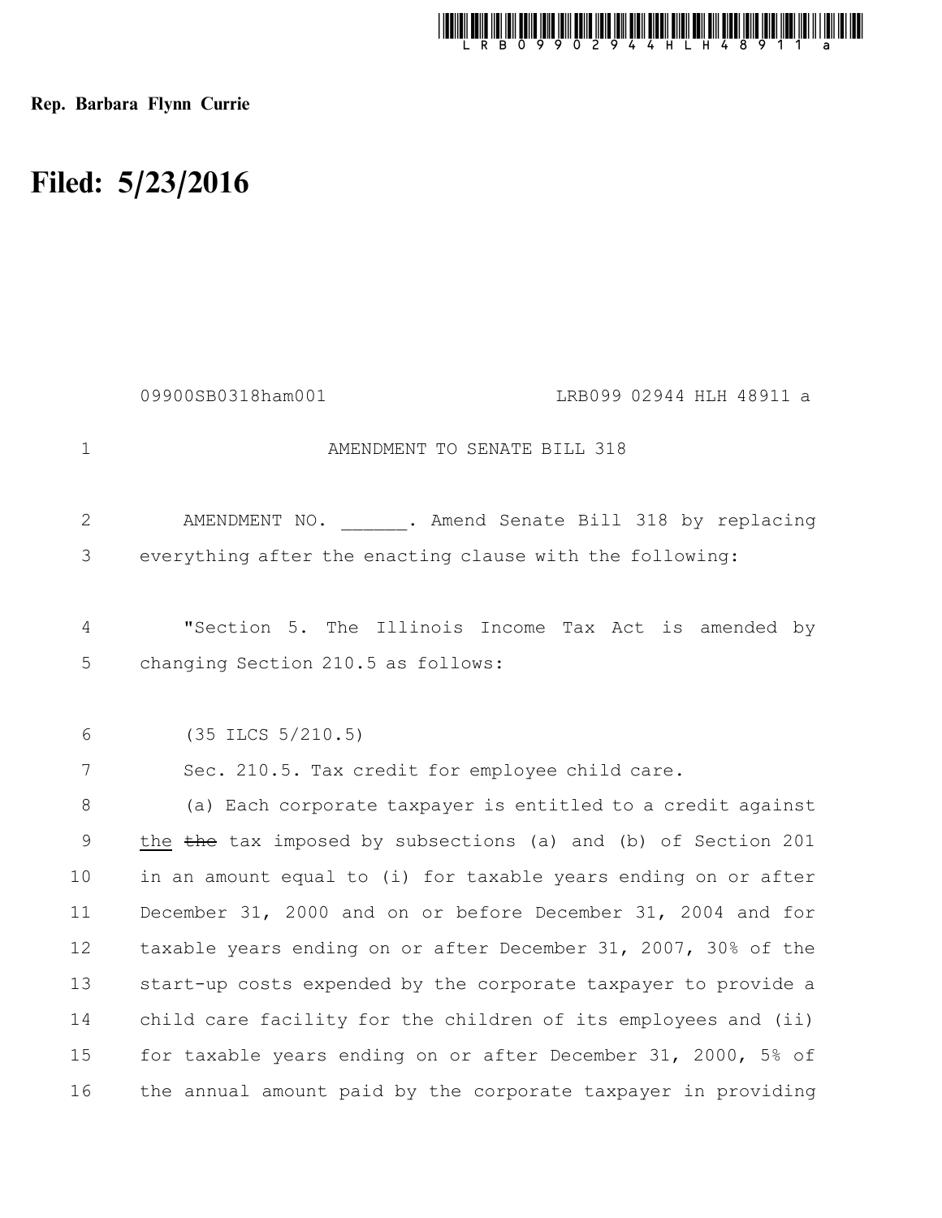Rep. Barbara Flynn Currie

# Filed: 5/23/2016

09900SB0318ham001 LRB099 02944 HLH 48911 a

AMENDMENT TO SENATE BILL 318

AMENDMENT NO. ______. Amend Senate Bill 318 by replacing everything after the enacting clause with the following:

"Section 5. The Illinois Income Tax Act is amended by changing Section 210.5 as follows:

(35 ILCS 5/210.5)

Sec. 210.5. Tax credit for employee child care.

(a) Each corporate taxpayer is entitled to a credit against the ~~the~~ tax imposed by subsections (a) and (b) of Section 201 in an amount equal to (i) for taxable years ending on or after December 31, 2000 and on or before December 31, 2004 and for taxable years ending on or after December 31, 2007, 30% of the start-up costs expended by the corporate taxpayer to provide a child care facility for the children of its employees and (ii) for taxable years ending on or after December 31, 2000, 5% of the annual amount paid by the corporate taxpayer in providing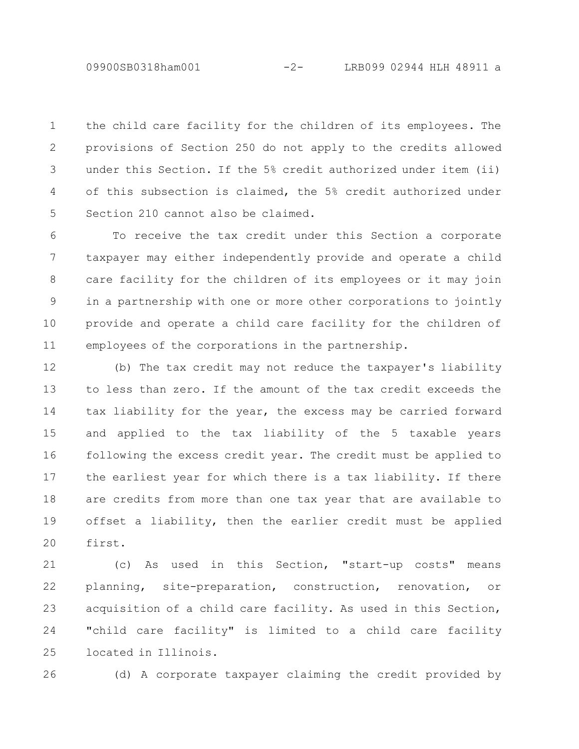the child care facility for the children of its employees. The provisions of Section 250 do not apply to the credits allowed under this Section. If the 5% credit authorized under item (ii) of this subsection is claimed, the 5% credit authorized under Section 210 cannot also be claimed.

To receive the tax credit under this Section a corporate taxpayer may either independently provide and operate a child care facility for the children of its employees or it may join in a partnership with one or more other corporations to jointly provide and operate a child care facility for the children of employees of the corporations in the partnership.

(b) The tax credit may not reduce the taxpayer's liability to less than zero. If the amount of the tax credit exceeds the tax liability for the year, the excess may be carried forward and applied to the tax liability of the 5 taxable years following the excess credit year. The credit must be applied to the earliest year for which there is a tax liability. If there are credits from more than one tax year that are available to offset a liability, then the earlier credit must be applied first.

(c) As used in this Section, "start-up costs" means planning, site-preparation, construction, renovation, or acquisition of a child care facility. As used in this Section, "child care facility" is limited to a child care facility located in Illinois.

(d) A corporate taxpayer claiming the credit provided by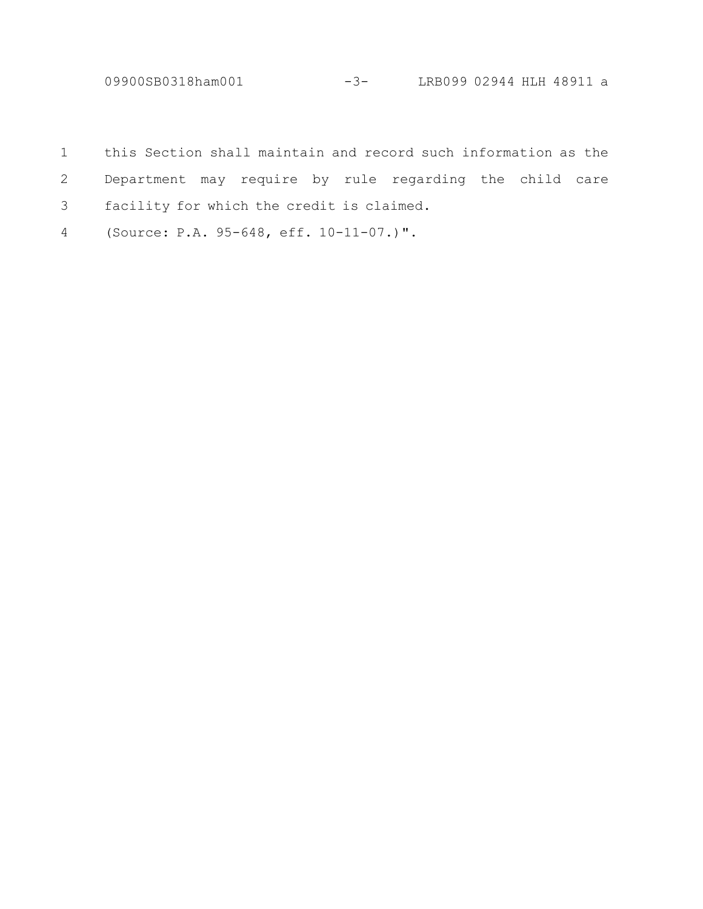this Section shall maintain and record such information as the Department may require by rule regarding the child care facility for which the credit is claimed.

(Source: P.A. 95-648, eff. 10-11-07.)".